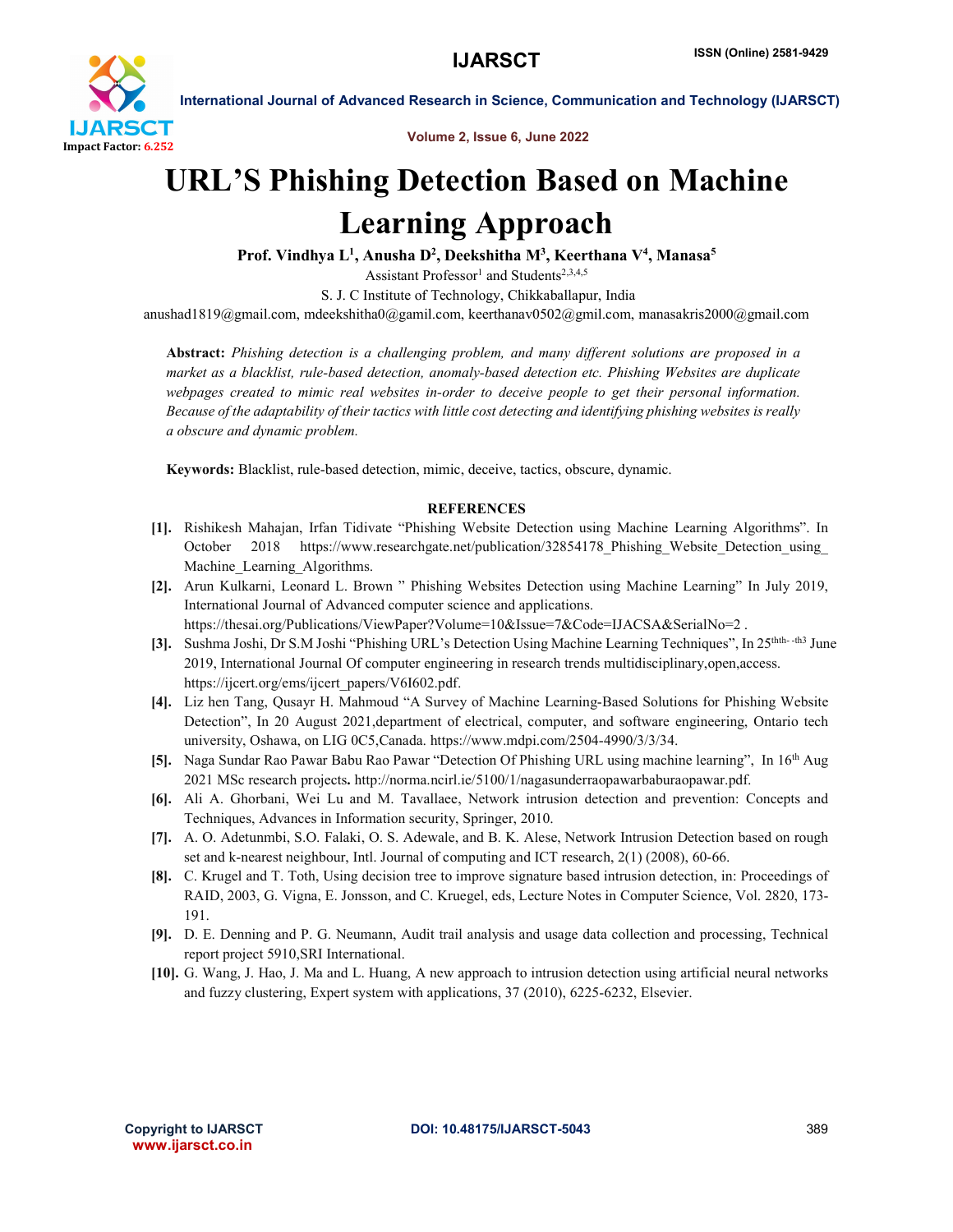# URL'S Phishing Detection Based on Machine Learning Approach

**Prof. Vindhya L[1], Anusha D[2], Deekshitha M[3], Keerthana V[4], Manasa[5]**

Assistant Professor[1] and Students[2,3,4,5]

S. J. C Institute of Technology, Chikkaballapur, India

anushad1819@gmail.com, mdeekshitha0@gamil.com, keerthanav0502@gmil.com, manasakris2000@gmail.com

**Abstract:** *Phishing detection is a challenging problem, and many different solutions are proposed in a market as a blacklist, rule-based detection, anomaly-based detection etc. Phishing Websites are duplicate webpages created to mimic real websites in-order to deceive people to get their personal information. Because of the adaptability of their tactics with little cost detecting and identifying phishing websites is really a obscure and dynamic problem.*

**Keywords:** Blacklist, rule-based detection, mimic, deceive, tactics, obscure, dynamic.

## REFERENCES

[1]. Rishikesh Mahajan, Irfan Tidivate "Phishing Website Detection using Machine Learning Algorithms". In October 2018 https://www.researchgate.net/publication/32854178_Phishing_Website_Detection_using_Machine_Learning_Algorithms.

[2]. Arun Kulkarni, Leonard L. Brown " Phishing Websites Detection using Machine Learning" In July 2019, International Journal of Advanced computer science and applications. https://thesai.org/Publications/ViewPaper?Volume=10&Issue=7&Code=IJACSA&SerialNo=2 .

[3]. Sushma Joshi, Dr S.M Joshi "Phishing URL's Detection Using Machine Learning Techniques", In 25thth- -th3 June 2019, International Journal Of computer engineering in research trends multidisciplinary,open,access. https://ijcert.org/ems/ijcert_papers/V6I602.pdf.

[4]. Liz hen Tang, Qusayr H. Mahmoud "A Survey of Machine Learning-Based Solutions for Phishing Website Detection", In 20 August 2021,department of electrical, computer, and software engineering, Ontario tech university, Oshawa, on LIG 0C5,Canada. https://www.mdpi.com/2504-4990/3/3/34.

[5]. Naga Sundar Rao Pawar Babu Rao Pawar "Detection Of Phishing URL using machine learning", In 16th Aug 2021 MSc research projects**.** http://norma.ncirl.ie/5100/1/nagasunderraopawarbaburaopawar.pdf.

[6]. Ali A. Ghorbani, Wei Lu and M. Tavallaee, Network intrusion detection and prevention: Concepts and Techniques, Advances in Information security, Springer, 2010.

[7]. A. O. Adetunmbi, S.O. Falaki, O. S. Adewale, and B. K. Alese, Network Intrusion Detection based on rough set and k-nearest neighbour, Intl. Journal of computing and ICT research, 2(1) (2008), 60-66.

[8]. C. Krugel and T. Toth, Using decision tree to improve signature based intrusion detection, in: Proceedings of RAID, 2003, G. Vigna, E. Jonsson, and C. Kruegel, eds, Lecture Notes in Computer Science, Vol. 2820, 173-191.

[9]. D. E. Denning and P. G. Neumann, Audit trail analysis and usage data collection and processing, Technical report project 5910,SRI International.

[10]. G. Wang, J. Hao, J. Ma and L. Huang, A new approach to intrusion detection using artificial neural networks and fuzzy clustering, Expert system with applications, 37 (2010), 6225-6232, Elsevier.